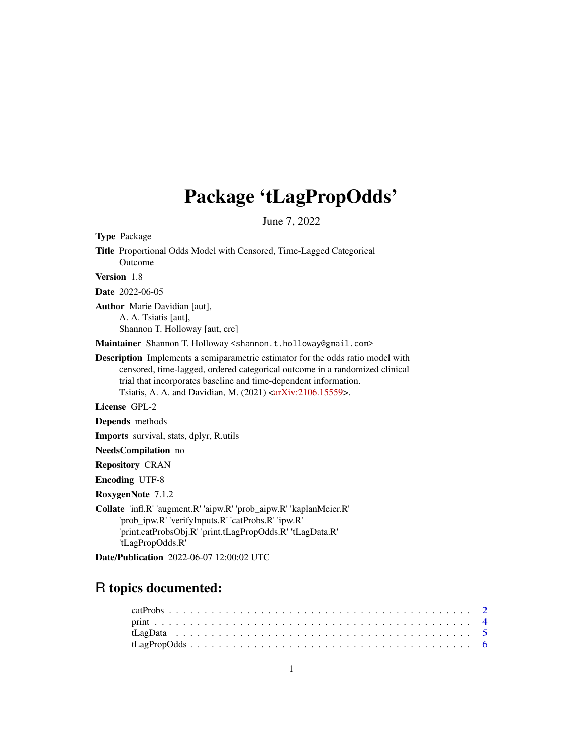# Package 'tLagPropOdds'

June 7, 2022

**Type** Package

**Title** Proportional Odds Model with Censored, Time-Lagged Categorical Outcome

**Version** 1.8

**Date** 2022-06-05

**Author** Marie Davidian [aut],
A. A. Tsiatis [aut],
Shannon T. Holloway [aut, cre]

**Maintainer** Shannon T. Holloway <shannon.t.holloway@gmail.com>

**Description** Implements a semiparametric estimator for the odds ratio model with censored, time-lagged, ordered categorical outcome in a randomized clinical trial that incorporates baseline and time-dependent information.
Tsiatis, A. A. and Davidian, M. (2021) <arXiv:2106.15559>.

**License** GPL-2

**Depends** methods

**Imports** survival, stats, dplyr, R.utils

**NeedsCompilation** no

**Repository** CRAN

**Encoding** UTF-8

**RoxygenNote** 7.1.2

**Collate** 'infl.R' 'augment.R' 'aipw.R' 'prob_aipw.R' 'kaplanMeier.R' 'prob_ipw.R' 'verifyInputs.R' 'catProbs.R' 'ipw.R' 'print.catProbsObj.R' 'print.tLagPropOdds.R' 'tLagData.R' 'tLagPropOdds.R'

**Date/Publication** 2022-06-07 12:00:02 UTC

## R topics documented:

catProbs . . . . . . . . . . . . . . . . . . . . . . . . . . . . . . . . . . . . . . . . 2
print . . . . . . . . . . . . . . . . . . . . . . . . . . . . . . . . . . . . . . . . . . 4
tLagData . . . . . . . . . . . . . . . . . . . . . . . . . . . . . . . . . . . . . . . . 5
tLagPropOdds . . . . . . . . . . . . . . . . . . . . . . . . . . . . . . . . . . . . . 6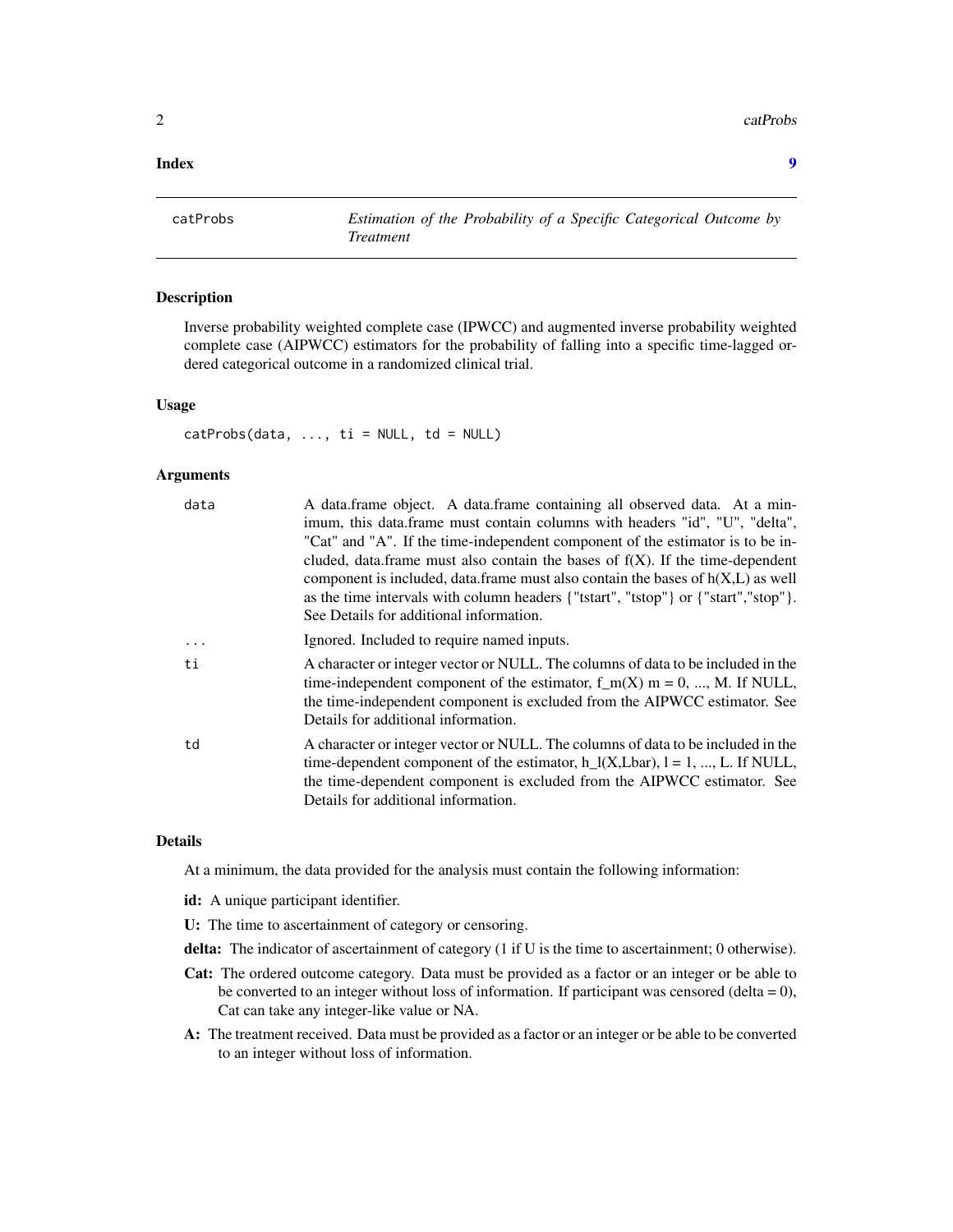**Index** 9

---

catProbs — *Estimation of the Probability of a Specific Categorical Outcome by Treatment*

---

### Description

Inverse probability weighted complete case (IPWCC) and augmented inverse probability weighted complete case (AIPWCC) estimators for the probability of falling into a specific time-lagged ordered categorical outcome in a randomized clinical trial.

### Usage

```
catProbs(data, ..., ti = NULL, td = NULL)
```

### Arguments

| | |
|---|---|
| data | A data.frame object. A data.frame containing all observed data. At a minimum, this data.frame must contain columns with headers "id", "U", "delta", "Cat" and "A". If the time-independent component of the estimator is to be included, data.frame must also contain the bases of f(X). If the time-dependent component is included, data.frame must also contain the bases of h(X,L) as well as the time intervals with column headers {"tstart", "tstop"} or {"start","stop"}. See Details for additional information. |
| ... | Ignored. Included to require named inputs. |
| ti | A character or integer vector or NULL. The columns of data to be included in the time-independent component of the estimator, f_m(X) m = 0, ..., M. If NULL, the time-independent component is excluded from the AIPWCC estimator. See Details for additional information. |
| td | A character or integer vector or NULL. The columns of data to be included in the time-dependent component of the estimator, h_l(X,Lbar), l = 1, ..., L. If NULL, the time-dependent component is excluded from the AIPWCC estimator. See Details for additional information. |

### Details

At a minimum, the data provided for the analysis must contain the following information:

- **id:** A unique participant identifier.
- **U:** The time to ascertainment of category or censoring.
- **delta:** The indicator of ascertainment of category (1 if U is the time to ascertainment; 0 otherwise).
- **Cat:** The ordered outcome category. Data must be provided as a factor or an integer or be able to be converted to an integer without loss of information. If participant was censored (delta = 0), Cat can take any integer-like value or NA.
- **A:** The treatment received. Data must be provided as a factor or an integer or be able to be converted to an integer without loss of information.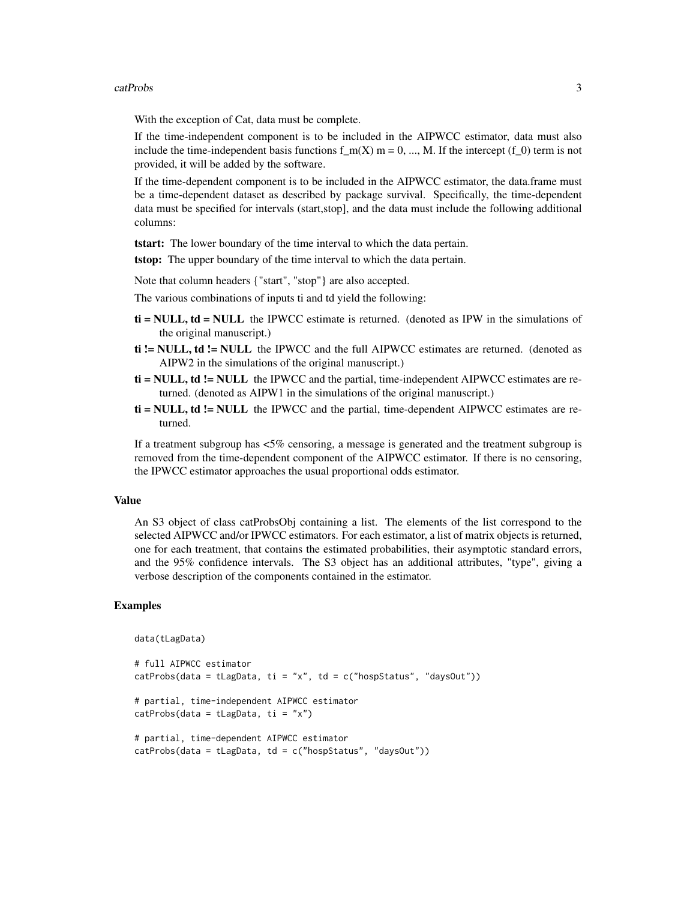With the exception of Cat, data must be complete.

If the time-independent component is to be included in the AIPWCC estimator, data must also include the time-independent basis functions f_m(X) m = 0, ..., M. If the intercept (f_0) term is not provided, it will be added by the software.

If the time-dependent component is to be included in the AIPWCC estimator, the data.frame must be a time-dependent dataset as described by package survival. Specifically, the time-dependent data must be specified for intervals (start,stop], and the data must include the following additional columns:

**tstart:** The lower boundary of the time interval to which the data pertain.

**tstop:** The upper boundary of the time interval to which the data pertain.

Note that column headers {"start", "stop"} are also accepted.

The various combinations of inputs ti and td yield the following:

**ti = NULL, td = NULL** the IPWCC estimate is returned. (denoted as IPW in the simulations of the original manuscript.)

**ti != NULL, td != NULL** the IPWCC and the full AIPWCC estimates are returned. (denoted as AIPW2 in the simulations of the original manuscript.)

**ti = NULL, td != NULL** the IPWCC and the partial, time-independent AIPWCC estimates are returned. (denoted as AIPW1 in the simulations of the original manuscript.)

**ti = NULL, td != NULL** the IPWCC and the partial, time-dependent AIPWCC estimates are returned.

If a treatment subgroup has <5% censoring, a message is generated and the treatment subgroup is removed from the time-dependent component of the AIPWCC estimator. If there is no censoring, the IPWCC estimator approaches the usual proportional odds estimator.

## Value

An S3 object of class catProbsObj containing a list. The elements of the list correspond to the selected AIPWCC and/or IPWCC estimators. For each estimator, a list of matrix objects is returned, one for each treatment, that contains the estimated probabilities, their asymptotic standard errors, and the 95% confidence intervals. The S3 object has an additional attributes, "type", giving a verbose description of the components contained in the estimator.

## Examples

```
data(tLagData)

# full AIPWCC estimator
catProbs(data = tLagData, ti = "x", td = c("hospStatus", "daysOut"))

# partial, time-independent AIPWCC estimator
catProbs(data = tLagData, ti = "x")

# partial, time-dependent AIPWCC estimator
catProbs(data = tLagData, td = c("hospStatus", "daysOut"))
```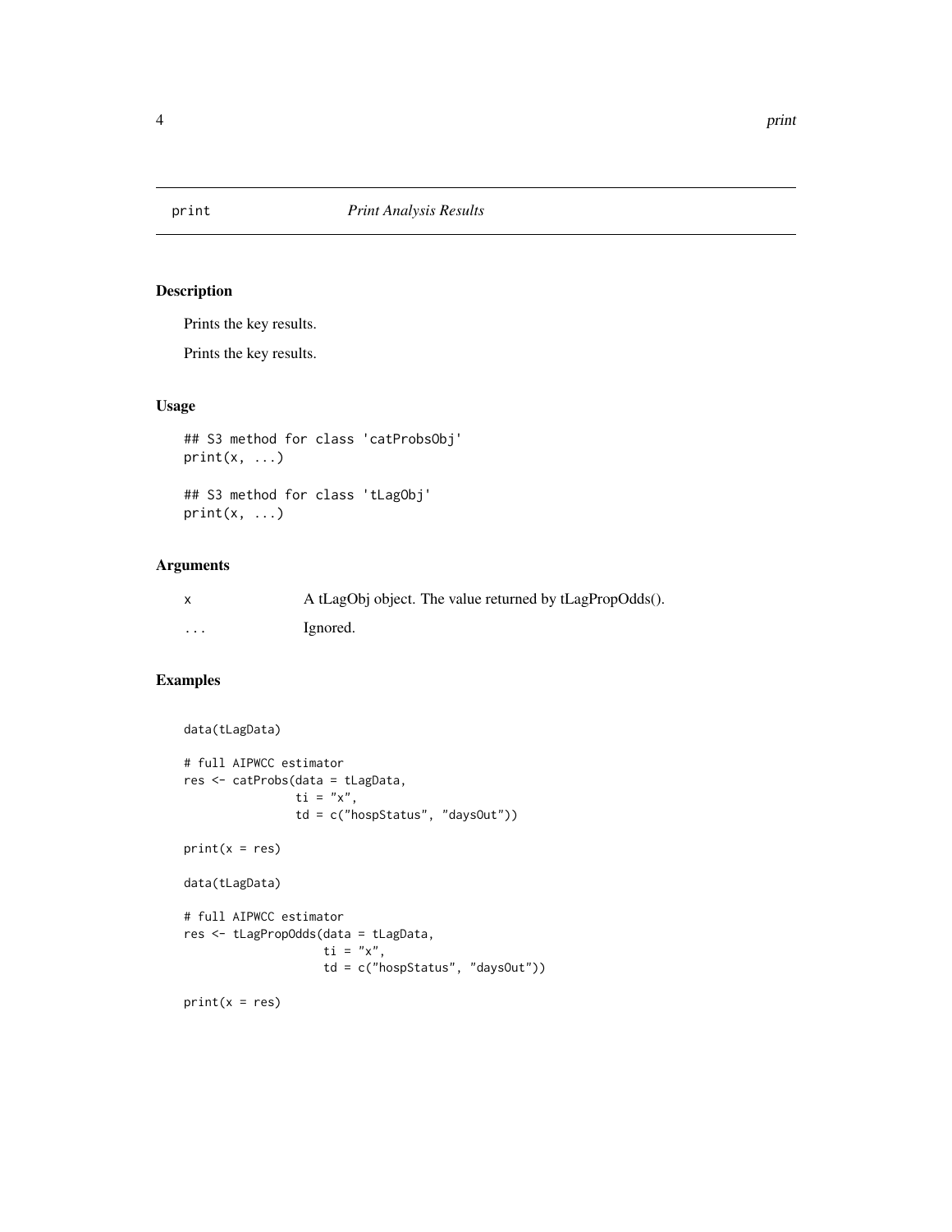# print — *Print Analysis Results*

## Description

Prints the key results.

Prints the key results.

## Usage

```
## S3 method for class 'catProbsObj'
print(x, ...)

## S3 method for class 'tLagObj'
print(x, ...)
```

## Arguments

| | |
|---|---|
| x | A tLagObj object. The value returned by tLagPropOdds(). |
| ... | Ignored. |

## Examples

```
data(tLagData)

# full AIPWCC estimator
res <- catProbs(data = tLagData,
                ti = "x",
                td = c("hospStatus", "daysOut"))

print(x = res)

data(tLagData)

# full AIPWCC estimator
res <- tLagPropOdds(data = tLagData,
                    ti = "x",
                    td = c("hospStatus", "daysOut"))

print(x = res)
```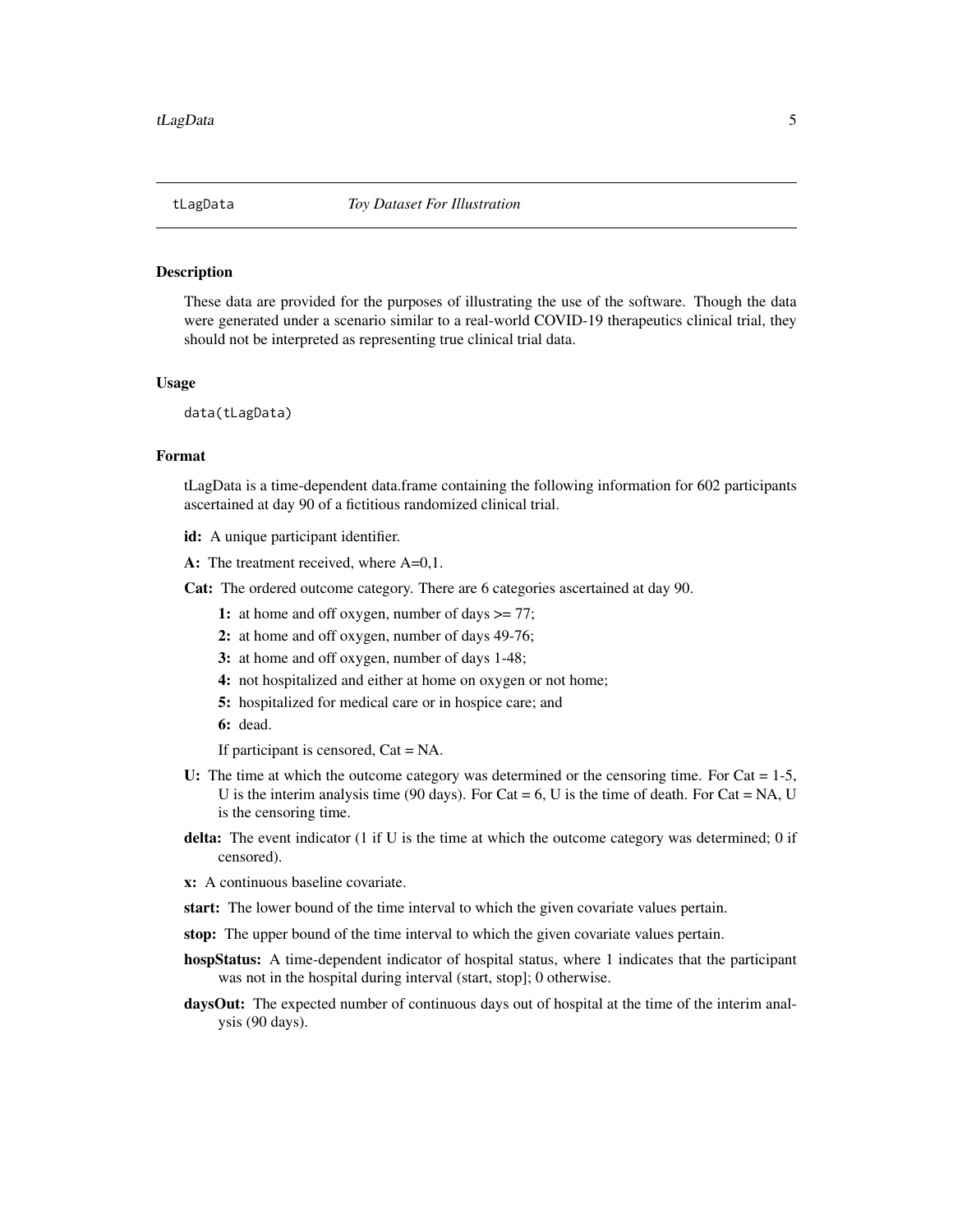## tLagData — *Toy Dataset For Illustration*

### Description

These data are provided for the purposes of illustrating the use of the software. Though the data were generated under a scenario similar to a real-world COVID-19 therapeutics clinical trial, they should not be interpreted as representing true clinical trial data.

### Usage

```
data(tLagData)
```

### Format

tLagData is a time-dependent data.frame containing the following information for 602 participants ascertained at day 90 of a fictitious randomized clinical trial.

**id:** A unique participant identifier.

**A:** The treatment received, where A=0,1.

**Cat:** The ordered outcome category. There are 6 categories ascertained at day 90.

- **1:** at home and off oxygen, number of days >= 77;
- **2:** at home and off oxygen, number of days 49-76;
- **3:** at home and off oxygen, number of days 1-48;
- **4:** not hospitalized and either at home on oxygen or not home;
- **5:** hospitalized for medical care or in hospice care; and
- **6:** dead.

If participant is censored, Cat = NA.

**U:** The time at which the outcome category was determined or the censoring time. For Cat = 1-5, U is the interim analysis time (90 days). For Cat = 6, U is the time of death. For Cat = NA, U is the censoring time.

**delta:** The event indicator (1 if U is the time at which the outcome category was determined; 0 if censored).

**x:** A continuous baseline covariate.

**start:** The lower bound of the time interval to which the given covariate values pertain.

**stop:** The upper bound of the time interval to which the given covariate values pertain.

**hospStatus:** A time-dependent indicator of hospital status, where 1 indicates that the participant was not in the hospital during interval (start, stop]; 0 otherwise.

**daysOut:** The expected number of continuous days out of hospital at the time of the interim analysis (90 days).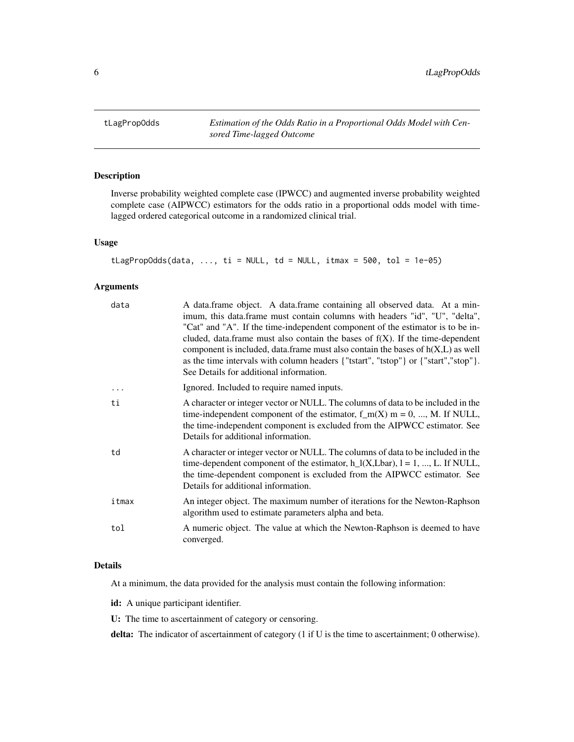tLagPropOdds — *Estimation of the Odds Ratio in a Proportional Odds Model with Censored Time-lagged Outcome*

## Description

Inverse probability weighted complete case (IPWCC) and augmented inverse probability weighted complete case (AIPWCC) estimators for the odds ratio in a proportional odds model with time-lagged ordered categorical outcome in a randomized clinical trial.

## Usage

```
tLagPropOdds(data, ..., ti = NULL, td = NULL, itmax = 500, tol = 1e-05)
```

## Arguments

| | |
|---|---|
| data | A data.frame object. A data.frame containing all observed data. At a minimum, this data.frame must contain columns with headers "id", "U", "delta", "Cat" and "A". If the time-independent component of the estimator is to be included, data.frame must also contain the bases of f(X). If the time-dependent component is included, data.frame must also contain the bases of h(X,L) as well as the time intervals with column headers {"tstart", "tstop"} or {"start","stop"}. See Details for additional information. |
| ... | Ignored. Included to require named inputs. |
| ti | A character or integer vector or NULL. The columns of data to be included in the time-independent component of the estimator, f_m(X) m = 0, ..., M. If NULL, the time-independent component is excluded from the AIPWCC estimator. See Details for additional information. |
| td | A character or integer vector or NULL. The columns of data to be included in the time-dependent component of the estimator, h_l(X,Lbar), l = 1, ..., L. If NULL, the time-dependent component is excluded from the AIPWCC estimator. See Details for additional information. |
| itmax | An integer object. The maximum number of iterations for the Newton-Raphson algorithm used to estimate parameters alpha and beta. |
| tol | A numeric object. The value at which the Newton-Raphson is deemed to have converged. |

## Details

At a minimum, the data provided for the analysis must contain the following information:

**id:** A unique participant identifier.

**U:** The time to ascertainment of category or censoring.

**delta:** The indicator of ascertainment of category (1 if U is the time to ascertainment; 0 otherwise).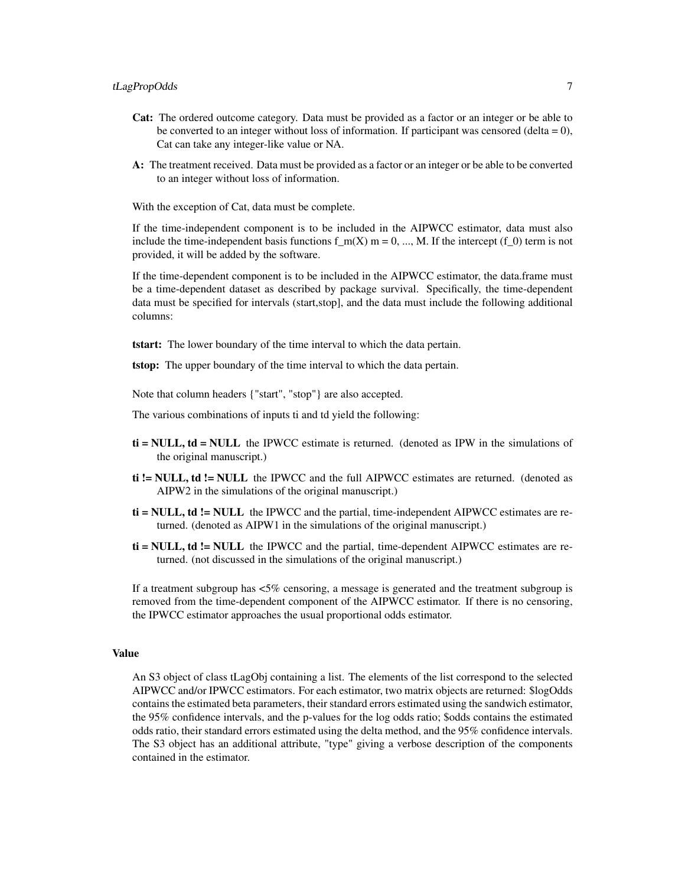**Cat:** The ordered outcome category. Data must be provided as a factor or an integer or be able to be converted to an integer without loss of information. If participant was censored (delta = 0), Cat can take any integer-like value or NA.

**A:** The treatment received. Data must be provided as a factor or an integer or be able to be converted to an integer without loss of information.

With the exception of Cat, data must be complete.

If the time-independent component is to be included in the AIPWCC estimator, data must also include the time-independent basis functions f_m(X) m = 0, ..., M. If the intercept (f_0) term is not provided, it will be added by the software.

If the time-dependent component is to be included in the AIPWCC estimator, the data.frame must be a time-dependent dataset as described by package survival. Specifically, the time-dependent data must be specified for intervals (start,stop], and the data must include the following additional columns:

**tstart:** The lower boundary of the time interval to which the data pertain.

**tstop:** The upper boundary of the time interval to which the data pertain.

Note that column headers {"start", "stop"} are also accepted.

The various combinations of inputs ti and td yield the following:

**ti = NULL, td = NULL** the IPWCC estimate is returned. (denoted as IPW in the simulations of the original manuscript.)

**ti != NULL, td != NULL** the IPWCC and the full AIPWCC estimates are returned. (denoted as AIPW2 in the simulations of the original manuscript.)

**ti = NULL, td != NULL** the IPWCC and the partial, time-independent AIPWCC estimates are returned. (denoted as AIPW1 in the simulations of the original manuscript.)

**ti = NULL, td != NULL** the IPWCC and the partial, time-dependent AIPWCC estimates are returned. (not discussed in the simulations of the original manuscript.)

If a treatment subgroup has <5% censoring, a message is generated and the treatment subgroup is removed from the time-dependent component of the AIPWCC estimator. If there is no censoring, the IPWCC estimator approaches the usual proportional odds estimator.

## Value

An S3 object of class tLagObj containing a list. The elements of the list correspond to the selected AIPWCC and/or IPWCC estimators. For each estimator, two matrix objects are returned: $logOdds contains the estimated beta parameters, their standard errors estimated using the sandwich estimator, the 95% confidence intervals, and the p-values for the log odds ratio; $odds contains the estimated odds ratio, their standard errors estimated using the delta method, and the 95% confidence intervals. The S3 object has an additional attribute, "type" giving a verbose description of the components contained in the estimator.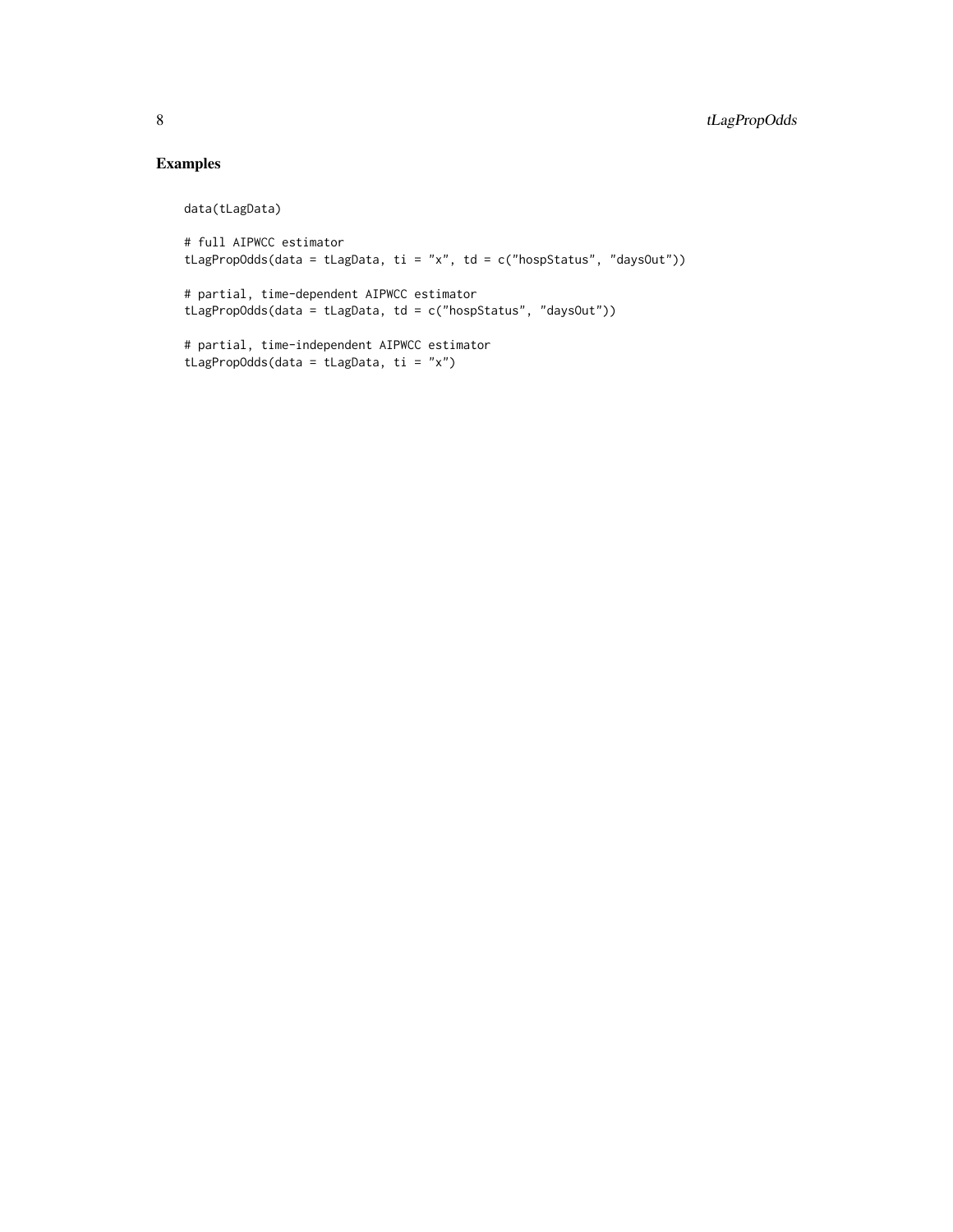## Examples

```
data(tLagData)

# full AIPWCC estimator
tLagPropOdds(data = tLagData, ti = "x", td = c("hospStatus", "daysOut"))

# partial, time-dependent AIPWCC estimator
tLagPropOdds(data = tLagData, td = c("hospStatus", "daysOut"))

# partial, time-independent AIPWCC estimator
tLagPropOdds(data = tLagData, ti = "x")
```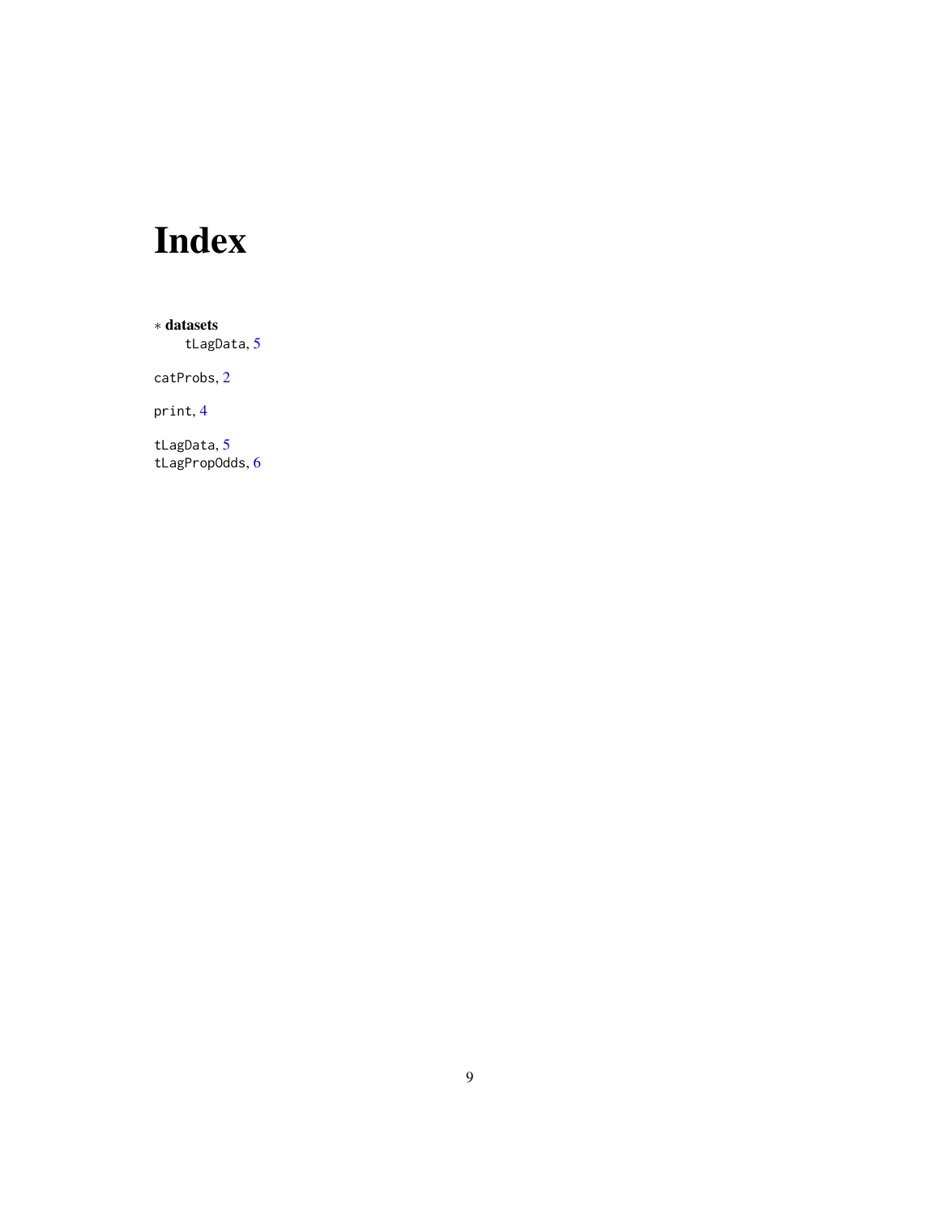# Index

∗ **datasets**
    tLagData, 5

catProbs, 2

print, 4

tLagData, 5
tLagPropOdds, 6